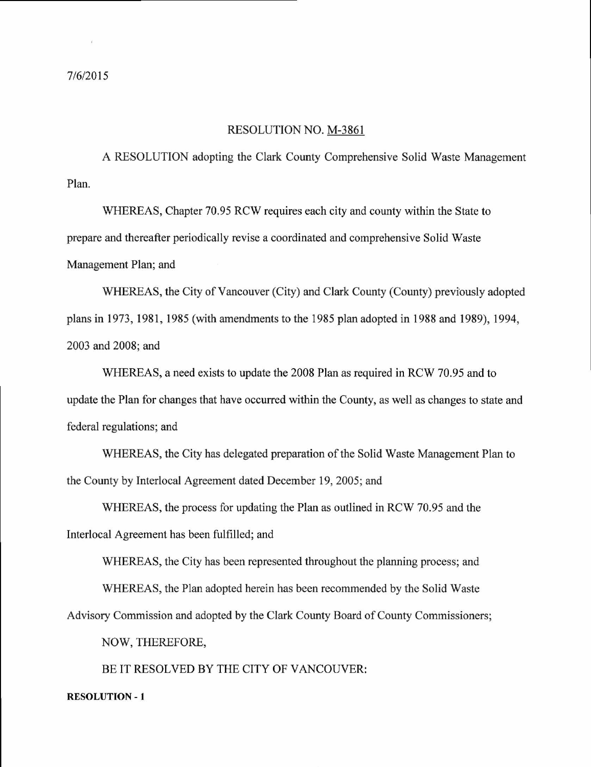7/6/2015

RESOLUTION NO. M-3861

A RESOLUTION adopting the Clark County Comprehensive Solid Waste Management Plan.

WHEREAS, Chapter 70.95 RCW requires each city and county within the State to prepare and thereafter periodically revise a coordinated and comprehensive Solid Waste Management Plan; and

WHEREAS, the City of Vancouver (City) and Clark County (County) previously adopted plans in 1973, 1981, 1985 (with amendments to the 1985 plan adopted in 1988 and 1989), 1994, 2003 and 2008; and

WHEREAS, a need exists to update the 2008 Plan as required in RCW 70.95 and to update the Plan for changes that have occurred within the County, as well as changes to state and federal regulations; and

WHEREAS, the City has delegated preparation of the Solid Waste Management Plan to the County by Interlocal Agreement dated December 19, 2005; and

WHEREAS, the process for updating the Plan as outlined in RCW 70.95 and the Interlocal Agreement has been fulfilled; and

WHEREAS, the City has been represented throughout the planning process; and

WHEREAS, the Plan adopted herein has been recommended by the Solid Waste Advisory Commission and adopted by the Clark County Board of County Commissioners;

NOW, THEREFORE,

BE IT RESOLVED BY THE CITY OF VANCOUVER: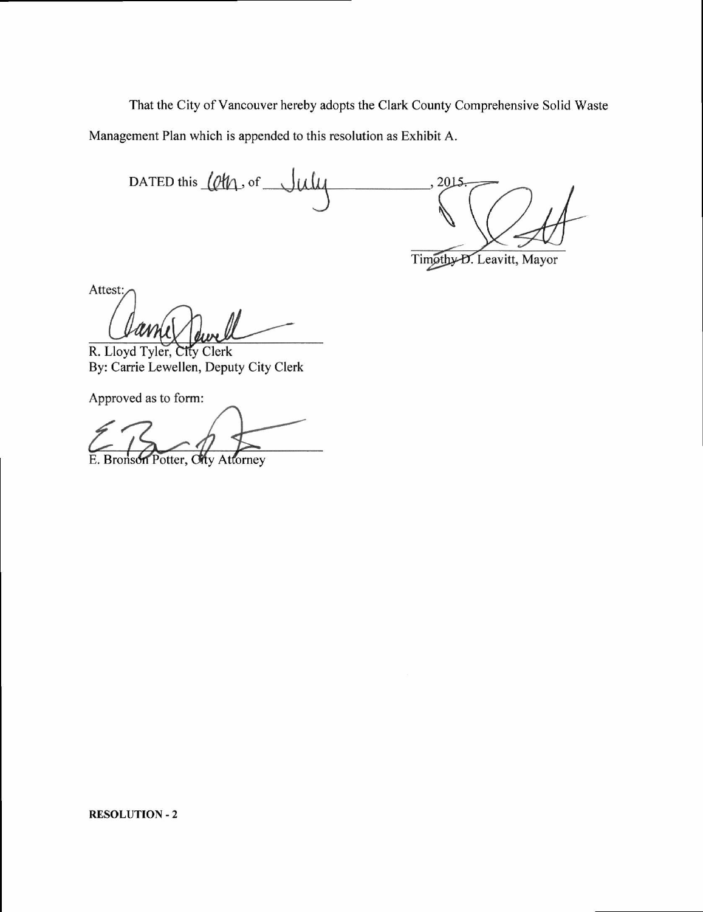That the City of Vancouver hereby adopts the Clark County Comprehensive Solid Waste Management Plan which is appended to this resolution as Exhibit A.

DATED this 6th, of July, 2015.

Timothy D. Leavitt, Mayor

Attest:

R. Lloyd Tyler, City Clerk
By: Carrie Lewellen, Deputy City Clerk

Approved as to form:

E. Bronson Potter, City Attorney

**RESOLUTION - 2**